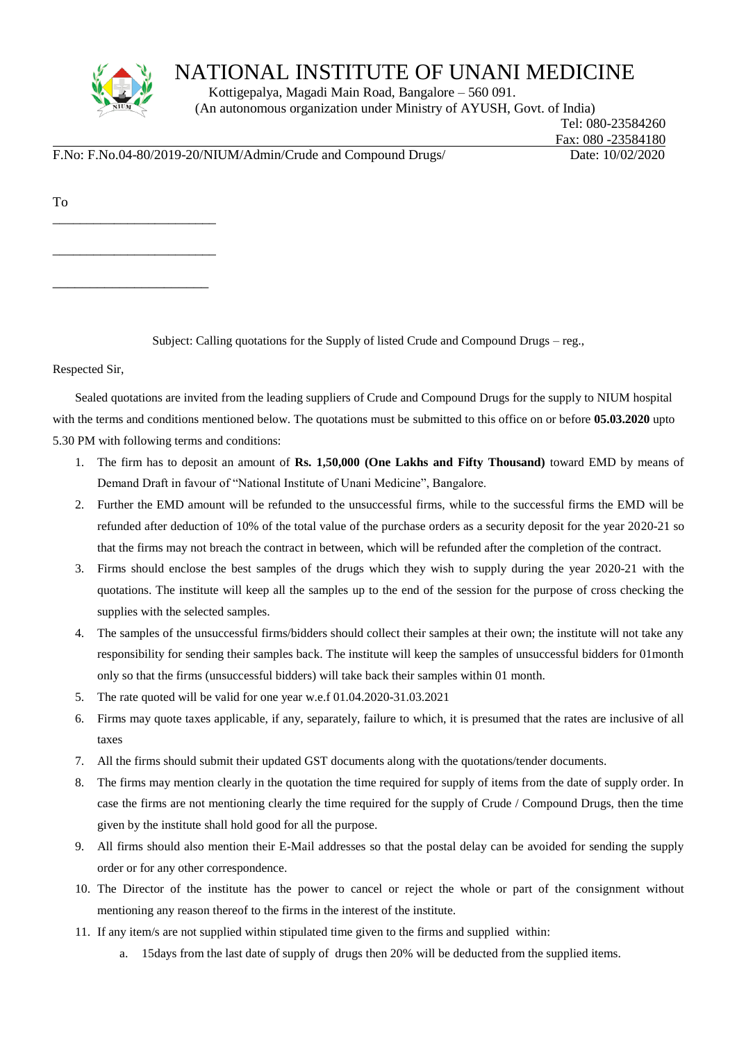# NATIONAL INSTITUTE OF UNANI MEDICINE

Kottigepalya, Magadi Main Road, Bangalore – 560 091.
(An autonomous organization under Ministry of AYUSH, Govt. of India)

Tel: 080-23584260
Fax: 080 -23584180

F.No: F.No.04-80/2019-20/NIUM/Admin/Crude and Compound Drugs/ Date: 10/02/2020

To

\_\_\_\_\_\_\_\_\_\_\_\_\_\_\_\_\_\_\_\_\_\_\_\_\_

\_\_\_\_\_\_\_\_\_\_\_\_\_\_\_\_\_\_\_\_\_\_\_\_\_

\_\_\_\_\_\_\_\_\_\_\_\_\_\_\_\_\_\_\_\_\_\_\_\_

Subject: Calling quotations for the Supply of listed Crude and Compound Drugs – reg.,

Respected Sir,

Sealed quotations are invited from the leading suppliers of Crude and Compound Drugs for the supply to NIUM hospital with the terms and conditions mentioned below. The quotations must be submitted to this office on or before **05.03.2020** upto 5.30 PM with following terms and conditions:

1. The firm has to deposit an amount of **Rs. 1,50,000 (One Lakhs and Fifty Thousand)** toward EMD by means of Demand Draft in favour of "National Institute of Unani Medicine", Bangalore.
2. Further the EMD amount will be refunded to the unsuccessful firms, while to the successful firms the EMD will be refunded after deduction of 10% of the total value of the purchase orders as a security deposit for the year 2020-21 so that the firms may not breach the contract in between, which will be refunded after the completion of the contract.
3. Firms should enclose the best samples of the drugs which they wish to supply during the year 2020-21 with the quotations. The institute will keep all the samples up to the end of the session for the purpose of cross checking the supplies with the selected samples.
4. The samples of the unsuccessful firms/bidders should collect their samples at their own; the institute will not take any responsibility for sending their samples back. The institute will keep the samples of unsuccessful bidders for 01month only so that the firms (unsuccessful bidders) will take back their samples within 01 month.
5. The rate quoted will be valid for one year w.e.f 01.04.2020-31.03.2021
6. Firms may quote taxes applicable, if any, separately, failure to which, it is presumed that the rates are inclusive of all taxes
7. All the firms should submit their updated GST documents along with the quotations/tender documents.
8. The firms may mention clearly in the quotation the time required for supply of items from the date of supply order. In case the firms are not mentioning clearly the time required for the supply of Crude / Compound Drugs, then the time given by the institute shall hold good for all the purpose.
9. All firms should also mention their E-Mail addresses so that the postal delay can be avoided for sending the supply order or for any other correspondence.
10. The Director of the institute has the power to cancel or reject the whole or part of the consignment without mentioning any reason thereof to the firms in the interest of the institute.
11. If any item/s are not supplied within stipulated time given to the firms and supplied within:
    a. 15days from the last date of supply of drugs then 20% will be deducted from the supplied items.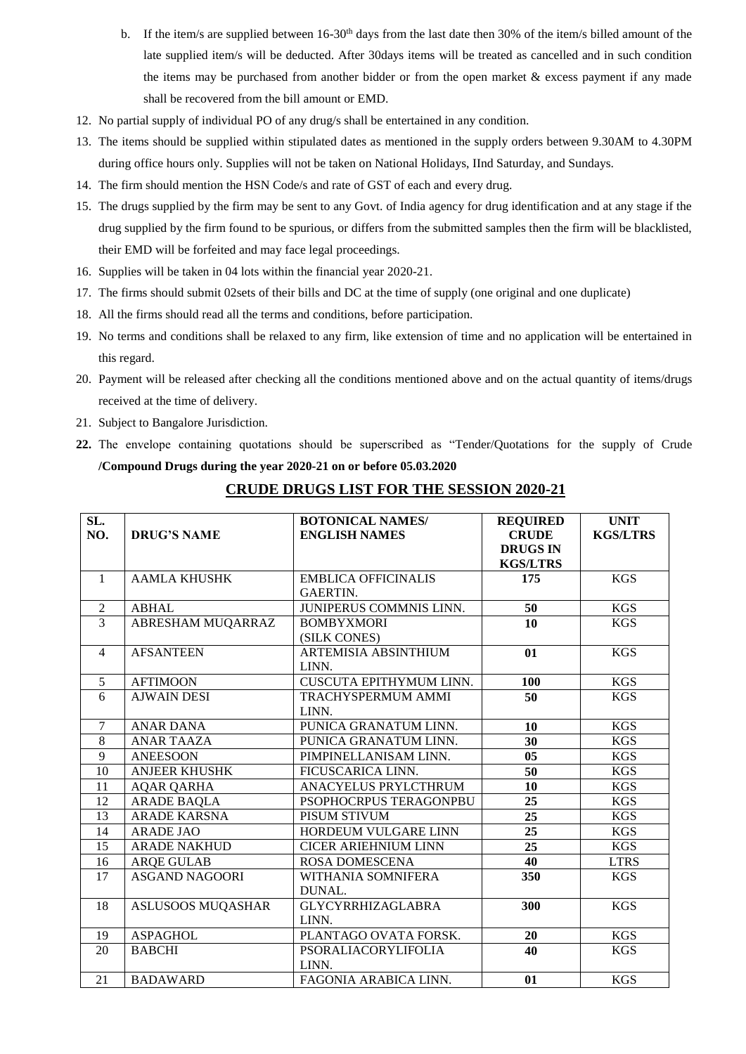b. If the item/s are supplied between 16-30th days from the last date then 30% of the item/s billed amount of the late supplied item/s will be deducted. After 30days items will be treated as cancelled and in such condition the items may be purchased from another bidder or from the open market & excess payment if any made shall be recovered from the bill amount or EMD.

12. No partial supply of individual PO of any drug/s shall be entertained in any condition.
13. The items should be supplied within stipulated dates as mentioned in the supply orders between 9.30AM to 4.30PM during office hours only. Supplies will not be taken on National Holidays, IInd Saturday, and Sundays.
14. The firm should mention the HSN Code/s and rate of GST of each and every drug.
15. The drugs supplied by the firm may be sent to any Govt. of India agency for drug identification and at any stage if the drug supplied by the firm found to be spurious, or differs from the submitted samples then the firm will be blacklisted, their EMD will be forfeited and may face legal proceedings.
16. Supplies will be taken in 04 lots within the financial year 2020-21.
17. The firms should submit 02sets of their bills and DC at the time of supply (one original and one duplicate)
18. All the firms should read all the terms and conditions, before participation.
19. No terms and conditions shall be relaxed to any firm, like extension of time and no application will be entertained in this regard.
20. Payment will be released after checking all the conditions mentioned above and on the actual quantity of items/drugs received at the time of delivery.
21. Subject to Bangalore Jurisdiction.
22. The envelope containing quotations should be superscribed as "Tender/Quotations for the supply of Crude **/Compound Drugs during the year 2020-21 on or before 05.03.2020**

## CRUDE DRUGS LIST FOR THE SESSION 2020-21

| SL. NO. | DRUG'S NAME | BOTONICAL NAMES/ ENGLISH NAMES | REQUIRED CRUDE DRUGS IN KGS/LTRS | UNIT KGS/LTRS |
|---|---|---|---|---|
| 1 | AAMLA KHUSHK | EMBLICA OFFICINALIS GAERTIN. | **175** | KGS |
| 2 | ABHAL | JUNIPERUS COMMNIS LINN. | **50** | KGS |
| 3 | ABRESHAM MUQARRAZ | BOMBYXMORI (SILK CONES) | **10** | KGS |
| 4 | AFSANTEEN | ARTEMISIA ABSINTHIUM LINN. | **01** | KGS |
| 5 | AFTIMOON | CUSCUTA EPITHYMUM LINN. | **100** | KGS |
| 6 | AJWAIN DESI | TRACHYSPERMUM AMMI LINN. | **50** | KGS |
| 7 | ANAR DANA | PUNICA GRANATUM LINN. | **10** | KGS |
| 8 | ANAR TAAZA | PUNICA GRANATUM LINN. | **30** | KGS |
| 9 | ANEESOON | PIMPINELLANISAM LINN. | **05** | KGS |
| 10 | ANJEER KHUSHK | FICUSCARICA LINN. | **50** | KGS |
| 11 | AQAR QARHA | ANACYELUS PRYLCTHRUM | **10** | KGS |
| 12 | ARADE BAQLA | PSOPHOCRPUS TERAGONPBU | **25** | KGS |
| 13 | ARADE KARSNA | PISUM STIVUM | **25** | KGS |
| 14 | ARADE JAO | HORDEUM VULGARE LINN | **25** | KGS |
| 15 | ARADE NAKHUD | CICER ARIEHNIUM LINN | **25** | KGS |
| 16 | ARQE GULAB | ROSA DOMESCENA | **40** | LTRS |
| 17 | ASGAND NAGOORI | WITHANIA SOMNIFERA DUNAL. | **350** | KGS |
| 18 | ASLUSOOS MUQASHAR | GLYCYRRHIZAGLABRA LINN. | **300** | KGS |
| 19 | ASPAGHOL | PLANTAGO OVATA FORSK. | **20** | KGS |
| 20 | BABCHI | PSORALIACORYLIFOLIA LINN. | **40** | KGS |
| 21 | BADAWARD | FAGONIA ARABICA LINN. | **01** | KGS |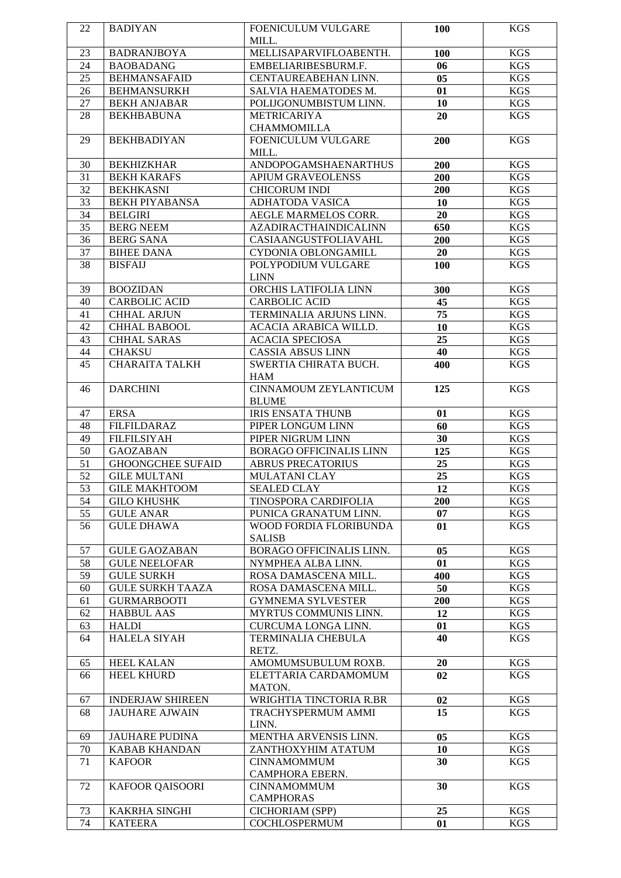| 22 | BADIYAN | FOENICULUM VULGARE MILL. | 100 | KGS |
|---|---|---|---|---|
| 23 | BADRANJBOYA | MELLISAPARVIFLOABENTH. | 100 | KGS |
| 24 | BAOBADANG | EMBELIARIBESBURM.F. | 06 | KGS |
| 25 | BEHMANSAFAID | CENTAUREABEHAN LINN. | 05 | KGS |
| 26 | BEHMANSURKH | SALVIA HAEMATODES M. | 01 | KGS |
| 27 | BEKH ANJABAR | POLIJGONUMBISTUM LINN. | 10 | KGS |
| 28 | BEKHBABUNA | METRICARIYA CHAMMOMILLA | 20 | KGS |
| 29 | BEKHBADIYAN | FOENICULUM VULGARE MILL. | 200 | KGS |
| 30 | BEKHIZKHAR | ANDOPOGAMSHAENARTHUS | 200 | KGS |
| 31 | BEKH KARAFS | APIUM GRAVEOLENSS | 200 | KGS |
| 32 | BEKHKASNI | CHICORUM INDI | 200 | KGS |
| 33 | BEKH PIYABANSA | ADHATODA VASICA | 10 | KGS |
| 34 | BELGIRI | AEGLE MARMELOS CORR. | 20 | KGS |
| 35 | BERG NEEM | AZADIRACTHAINDICALINN | 650 | KGS |
| 36 | BERG SANA | CASIAANGUSTFOLIAVAHL | 200 | KGS |
| 37 | BIHEE DANA | CYDONIA OBLONGAMILL | 20 | KGS |
| 38 | BISFAIJ | POLYPODIUM VULGARE LINN | 100 | KGS |
| 39 | BOOZIDAN | ORCHIS LATIFOLIA LINN | 300 | KGS |
| 40 | CARBOLIC ACID | CARBOLIC ACID | 45 | KGS |
| 41 | CHHAL ARJUN | TERMINALIA ARJUNS LINN. | 75 | KGS |
| 42 | CHHAL BABOOL | ACACIA ARABICA WILLD. | 10 | KGS |
| 43 | CHHAL SARAS | ACACIA SPECIOSA | 25 | KGS |
| 44 | CHAKSU | CASSIA ABSUS LINN | 40 | KGS |
| 45 | CHARAITA TALKH | SWERTIA CHIRATA BUCH. HAM | 400 | KGS |
| 46 | DARCHINI | CINNAMOUM ZEYLANTICUM BLUME | 125 | KGS |
| 47 | ERSA | IRIS ENSATA THUNB | 01 | KGS |
| 48 | FILFILDARAZ | PIPER LONGUM LINN | 60 | KGS |
| 49 | FILFILSIYAH | PIPER NIGRUM LINN | 30 | KGS |
| 50 | GAOZABAN | BORAGO OFFICINALIS LINN | 125 | KGS |
| 51 | GHOONGCHEE SUFAID | ABRUS PRECATORIUS | 25 | KGS |
| 52 | GILE MULTANI | MULATANI CLAY | 25 | KGS |
| 53 | GILE MAKHTOOM | SEALED CLAY | 12 | KGS |
| 54 | GILO KHUSHK | TINOSPORA CARDIFOLIA | 200 | KGS |
| 55 | GULE ANAR | PUNICA GRANATUM LINN. | 07 | KGS |
| 56 | GULE DHAWA | WOOD FORDIA FLORIBUNDA SALISB | 01 | KGS |
| 57 | GULE GAOZABAN | BORAGO OFFICINALIS LINN. | 05 | KGS |
| 58 | GULE NEELOFAR | NYMPHEA ALBA LINN. | 01 | KGS |
| 59 | GULE SURKH | ROSA DAMASCENA MILL. | 400 | KGS |
| 60 | GULE SURKH TAAZA | ROSA DAMASCENA MILL. | 50 | KGS |
| 61 | GURMARBOOTI | GYMNEMA SYLVESTER | 200 | KGS |
| 62 | HABBUL AAS | MYRTUS COMMUNIS LINN. | 12 | KGS |
| 63 | HALDI | CURCUMA LONGA LINN. | 01 | KGS |
| 64 | HALELA SIYAH | TERMINALIA CHEBULA RETZ. | 40 | KGS |
| 65 | HEEL KALAN | AMOMUMSUBULUM ROXB. | 20 | KGS |
| 66 | HEEL KHURD | ELETTARIA CARDAMOMUM MATON. | 02 | KGS |
| 67 | INDERJAW SHIREEN | WRIGHTIA TINCTORIA R.BR | 02 | KGS |
| 68 | JAUHARE AJWAIN | TRACHYSPERMUM AMMI LINN. | 15 | KGS |
| 69 | JAUHARE PUDINA | MENTHA ARVENSIS LINN. | 05 | KGS |
| 70 | KABAB KHANDAN | ZANTHOXYHIM ATATUM | 10 | KGS |
| 71 | KAFOOR | CINNAMOMMUM CAMPHORA EBERN. | 30 | KGS |
| 72 | KAFOOR QAISOORI | CINNAMOMMUM CAMPHORAS | 30 | KGS |
| 73 | KAKRHA SINGHI | CICHORIAM (SPP) | 25 | KGS |
| 74 | KATEERA | COCHLOSPERMUM | 01 | KGS |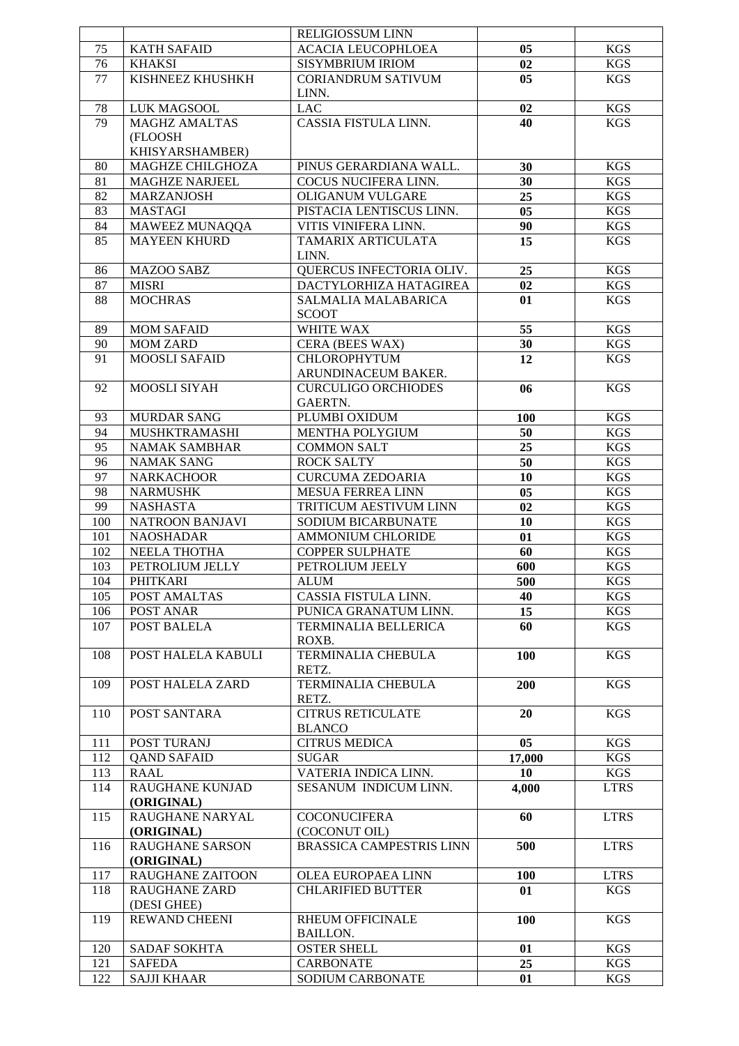| | | | | |
|---|---|---|---|---|
| | | RELIGIOSSUM LINN | | |
| 75 | KATH SAFAID | ACACIA LEUCOPHLOEA | **05** | KGS |
| 76 | KHAKSI | SISYMBRIUM IRIOM | **02** | KGS |
| 77 | KISHNEEZ KHUSHKH | CORIANDRUM SATIVUM LINN. | **05** | KGS |
| 78 | LUK MAGSOOL | LAC | **02** | KGS |
| 79 | MAGHZ AMALTAS (FLOOSH KHISYARSHAMBER) | CASSIA FISTULA LINN. | **40** | KGS |
| 80 | MAGHZE CHILGHOZA | PINUS GERARDIANA WALL. | **30** | KGS |
| 81 | MAGHZE NARJEEL | COCUS NUCIFERA LINN. | **30** | KGS |
| 82 | MARZANJOSH | OLIGANUM VULGARE | **25** | KGS |
| 83 | MASTAGI | PISTACIA LENTISCUS LINN. | **05** | KGS |
| 84 | MAWEEZ MUNAQQA | VITIS VINIFERA LINN. | **90** | KGS |
| 85 | MAYEEN KHURD | TAMARIX ARTICULATA LINN. | **15** | KGS |
| 86 | MAZOO SABZ | QUERCUS INFECTORIA OLIV. | **25** | KGS |
| 87 | MISRI | DACTYLORHIZA HATAGIREA | **02** | KGS |
| 88 | MOCHRAS | SALMALIA MALABARICA SCOOT | **01** | KGS |
| 89 | MOM SAFAID | WHITE WAX | **55** | KGS |
| 90 | MOM ZARD | CERA (BEES WAX) | **30** | KGS |
| 91 | MOOSLI SAFAID | CHLOROPHYTUM ARUNDINACEUM BAKER. | **12** | KGS |
| 92 | MOOSLI SIYAH | CURCULIGO ORCHIODES GAERTN. | **06** | KGS |
| 93 | MURDAR SANG | PLUMBI OXIDUM | **100** | KGS |
| 94 | MUSHKTRAMASHI | MENTHA POLYGIUM | **50** | KGS |
| 95 | NAMAK SAMBHAR | COMMON SALT | **25** | KGS |
| 96 | NAMAK SANG | ROCK SALTY | **50** | KGS |
| 97 | NARKACHOOR | CURCUMA ZEDOARIA | **10** | KGS |
| 98 | NARMUSHK | MESUA FERREA LINN | **05** | KGS |
| 99 | NASHASTA | TRITICUM AESTIVUM LINN | **02** | KGS |
| 100 | NATROON BANJAVI | SODIUM BICARBUNATE | **10** | KGS |
| 101 | NAOSHADAR | AMMONIUM CHLORIDE | **01** | KGS |
| 102 | NEELA THOTHA | COPPER SULPHATE | **60** | KGS |
| 103 | PETROLIUM JELLY | PETROLIUM JEELY | **600** | KGS |
| 104 | PHITKARI | ALUM | **500** | KGS |
| 105 | POST AMALTAS | CASSIA FISTULA LINN. | **40** | KGS |
| 106 | POST ANAR | PUNICA GRANATUM LINN. | **15** | KGS |
| 107 | POST BALELA | TERMINALIA BELLERICA ROXB. | **60** | KGS |
| 108 | POST HALELA KABULI | TERMINALIA CHEBULA RETZ. | **100** | KGS |
| 109 | POST HALELA ZARD | TERMINALIA CHEBULA RETZ. | **200** | KGS |
| 110 | POST SANTARA | CITRUS RETICULATE BLANCO | **20** | KGS |
| 111 | POST TURANJ | CITRUS MEDICA | **05** | KGS |
| 112 | QAND SAFAID | SUGAR | **17,000** | KGS |
| 113 | RAAL | VATERIA INDICA LINN. | **10** | KGS |
| 114 | RAUGHANE KUNJAD **(ORIGINAL)** | SESANUM INDICUM LINN. | **4,000** | LTRS |
| 115 | RAUGHANE NARYAL **(ORIGINAL)** | COCONUCIFERA (COCONUT OIL) | **60** | LTRS |
| 116 | RAUGHANE SARSON **(ORIGINAL)** | BRASSICA CAMPESTRIS LINN | **500** | LTRS |
| 117 | RAUGHANE ZAITOON | OLEA EUROPAEA LINN | **100** | LTRS |
| 118 | RAUGHANE ZARD (DESI GHEE) | CHLARIFIED BUTTER | **01** | KGS |
| 119 | REWAND CHEENI | RHEUM OFFICINALE BAILLON. | **100** | KGS |
| 120 | SADAF SOKHTA | OSTER SHELL | **01** | KGS |
| 121 | SAFEDA | CARBONATE | **25** | KGS |
| 122 | SAJJI KHAAR | SODIUM CARBONATE | **01** | KGS |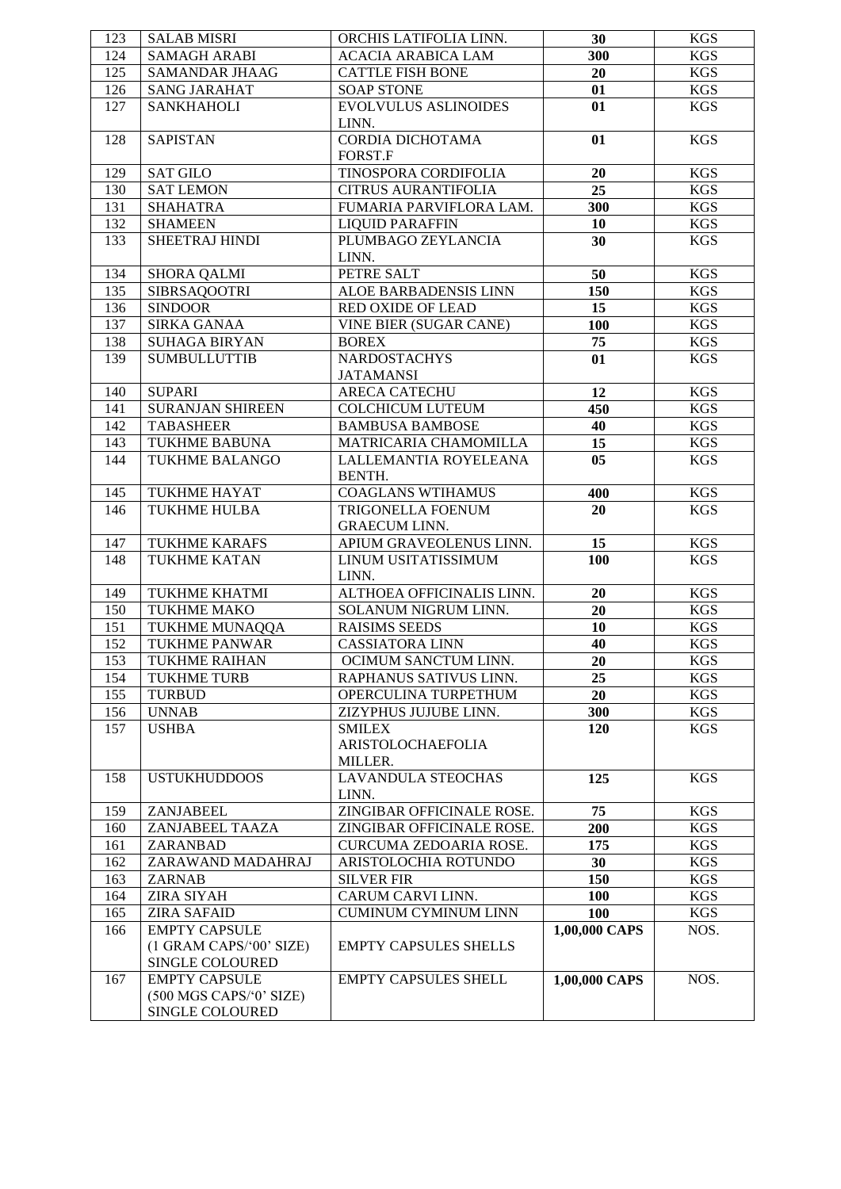| 123 | SALAB MISRI | ORCHIS LATIFOLIA LINN. | **30** | KGS |
|---|---|---|---|---|
| 124 | SAMAGH ARABI | ACACIA ARABICA LAM | **300** | KGS |
| 125 | SAMANDAR JHAAG | CATTLE FISH BONE | **20** | KGS |
| 126 | SANG JARAHAT | SOAP STONE | **01** | KGS |
| 127 | SANKHAHOLI | EVOLVULUS ASLINOIDES LINN. | **01** | KGS |
| 128 | SAPISTAN | CORDIA DICHOTAMA FORST.F | **01** | KGS |
| 129 | SAT GILO | TINOSPORA CORDIFOLIA | **20** | KGS |
| 130 | SAT LEMON | CITRUS AURANTIFOLIA | **25** | KGS |
| 131 | SHAHATRA | FUMARIA PARVIFLORA LAM. | **300** | KGS |
| 132 | SHAMEEN | LIQUID PARAFFIN | **10** | KGS |
| 133 | SHEETRAJ HINDI | PLUMBAGO ZEYLANCIA LINN. | **30** | KGS |
| 134 | SHORA QALMI | PETRE SALT | **50** | KGS |
| 135 | SIBRSAQOOTRI | ALOE BARBADENSIS LINN | **150** | KGS |
| 136 | SINDOOR | RED OXIDE OF LEAD | **15** | KGS |
| 137 | SIRKA GANAA | VINE BIER (SUGAR CANE) | **100** | KGS |
| 138 | SUHAGA BIRYAN | BOREX | **75** | KGS |
| 139 | SUMBULLUTTIB | NARDOSTACHYS JATAMANSI | **01** | KGS |
| 140 | SUPARI | ARECA CATECHU | **12** | KGS |
| 141 | SURANJAN SHIREEN | COLCHICUM LUTEUM | **450** | KGS |
| 142 | TABASHEER | BAMBUSA BAMBOSE | **40** | KGS |
| 143 | TUKHME BABUNA | MATRICARIA CHAMOMILLA | **15** | KGS |
| 144 | TUKHME BALANGO | LALLEMANTIA ROYELEANA BENTH. | **05** | KGS |
| 145 | TUKHME HAYAT | COAGLANS WTIHAMUS | **400** | KGS |
| 146 | TUKHME HULBA | TRIGONELLA FOENUM GRAECUM LINN. | **20** | KGS |
| 147 | TUKHME KARAFS | APIUM GRAVEOLENUS LINN. | **15** | KGS |
| 148 | TUKHME KATAN | LINUM USITATISSIMUM LINN. | **100** | KGS |
| 149 | TUKHME KHATMI | ALTHOEA OFFICINALIS LINN. | **20** | KGS |
| 150 | TUKHME MAKO | SOLANUM NIGRUM LINN. | **20** | KGS |
| 151 | TUKHME MUNAQQA | RAISIMS SEEDS | **10** | KGS |
| 152 | TUKHME PANWAR | CASSIATORA LINN | **40** | KGS |
| 153 | TUKHME RAIHAN | OCIMUM SANCTUM LINN. | **20** | KGS |
| 154 | TUKHME TURB | RAPHANUS SATIVUS LINN. | **25** | KGS |
| 155 | TURBUD | OPERCULINA TURPETHUM | **20** | KGS |
| 156 | UNNAB | ZIZYPHUS JUJUBE LINN. | **300** | KGS |
| 157 | USHBA | SMILEX ARISTOLOCHAEFOLIA MILLER. | **120** | KGS |
| 158 | USTUKHUDDOOS | LAVANDULA STEOCHAS LINN. | **125** | KGS |
| 159 | ZANJABEEL | ZINGIBAR OFFICINALE ROSE. | **75** | KGS |
| 160 | ZANJABEEL TAAZA | ZINGIBAR OFFICINALE ROSE. | **200** | KGS |
| 161 | ZARANBAD | CURCUMA ZEDOARIA ROSE. | **175** | KGS |
| 162 | ZARAWAND MADAHRAJ | ARISTOLOCHIA ROTUNDO | **30** | KGS |
| 163 | ZARNAB | SILVER FIR | **150** | KGS |
| 164 | ZIRA SIYAH | CARUM CARVI LINN. | **100** | KGS |
| 165 | ZIRA SAFAID | CUMINUM CYMINUM LINN | **100** | KGS |
| 166 | EMPTY CAPSULE (1 GRAM CAPS/'00' SIZE) SINGLE COLOURED | EMPTY CAPSULES SHELLS | **1,00,000 CAPS** | NOS. |
| 167 | EMPTY CAPSULE (500 MGS CAPS/'0' SIZE) SINGLE COLOURED | EMPTY CAPSULES SHELL | **1,00,000 CAPS** | NOS. |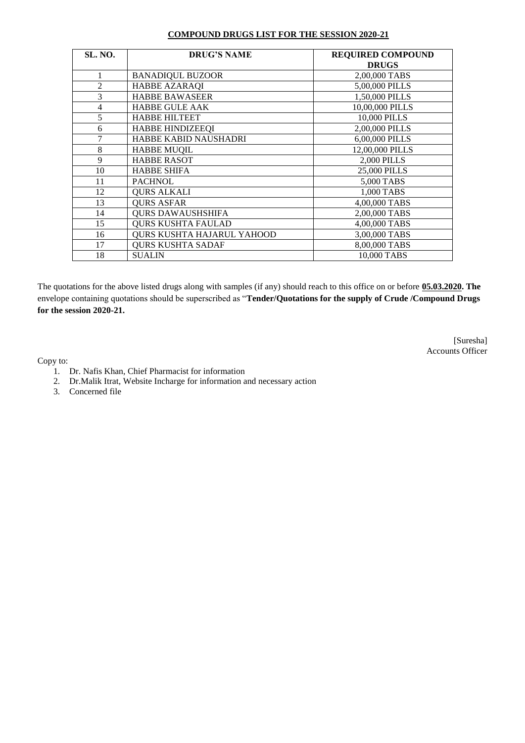## COMPOUND DRUGS LIST FOR THE SESSION 2020-21

| SL. NO. | DRUG'S NAME | REQUIRED COMPOUND DRUGS |
|---|---|---|
| 1 | BANADIQUL BUZOOR | 2,00,000 TABS |
| 2 | HABBE AZARAQI | 5,00,000 PILLS |
| 3 | HABBE BAWASEER | 1,50,000 PILLS |
| 4 | HABBE GULE AAK | 10,00,000 PILLS |
| 5 | HABBE HILTEET | 10,000 PILLS |
| 6 | HABBE HINDIZEEQI | 2,00,000 PILLS |
| 7 | HABBE KABID NAUSHADRI | 6,00,000 PILLS |
| 8 | HABBE MUQIL | 12,00,000 PILLS |
| 9 | HABBE RASOT | 2,000 PILLS |
| 10 | HABBE SHIFA | 25,000 PILLS |
| 11 | PACHNOL | 5,000 TABS |
| 12 | QURS ALKALI | 1,000 TABS |
| 13 | QURS ASFAR | 4,00,000 TABS |
| 14 | QURS DAWAUSHSHIFA | 2,00,000 TABS |
| 15 | QURS KUSHTA FAULAD | 4,00,000 TABS |
| 16 | QURS KUSHTA HAJARUL YAHOOD | 3,00,000 TABS |
| 17 | QURS KUSHTA SADAF | 8,00,000 TABS |
| 18 | SUALIN | 10,000 TABS |

The quotations for the above listed drugs along with samples (if any) should reach to this office on or before **05.03.2020. The** envelope containing quotations should be superscribed as "**Tender/Quotations for the supply of Crude /Compound Drugs for the session 2020-21.**

[Suresha]
Accounts Officer

Copy to:

1. Dr. Nafis Khan, Chief Pharmacist for information
2. Dr.Malik Itrat, Website Incharge for information and necessary action
3. Concerned file